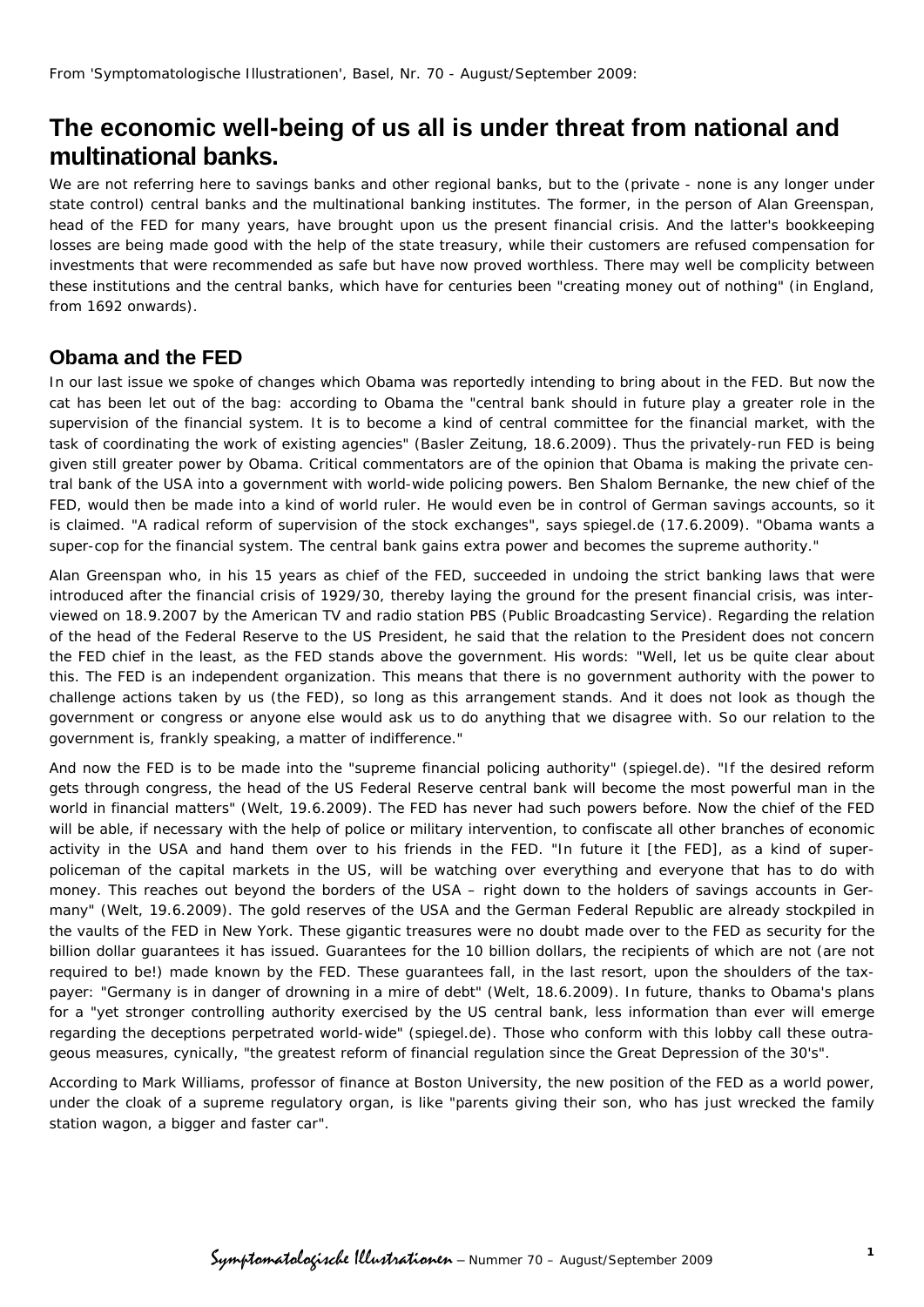From 'Symptomatologische Illustrationen', Basel, Nr. 70 - August/September 2009:

# The economic well-being of us all is under threat from national and multinational banks.

We are not referring here to savings banks and other regional banks, but to the (private - none is any longer under state control) central banks and the multinational banking institutes. The former, in the person of Alan Greenspan, head of the FED for many years, have brought upon us the present financial crisis. And the latter's bookkeeping losses are being made good with the help of the state treasury, while their customers are refused compensation for investments that were recommended as safe but have now proved worthless. There may well be complicity between these institutions and the central banks, which have for centuries been "creating money out of nothing" (in England, from 1692 onwards).

## Obama and the FED

In our last issue we spoke of changes which Obama was reportedly intending to bring about in the FED. But now the cat has been let out of the bag: according to Obama the "central bank should in future play a greater role in the supervision of the financial system. It is to become a kind of central committee for the financial market, with the task of coordinating the work of existing agencies" (Basler Zeitung, 18.6.2009). Thus the privately-run FED is being given still greater power by Obama. Critical commentators are of the opinion that Obama is making the private central bank of the USA into a government with world-wide policing powers. Ben Shalom Bernanke, the new chief of the FED, would then be made into a kind of world ruler. He would even be in control of German savings accounts, so it is claimed. "A radical reform of supervision of the stock exchanges", says spiegel.de (17.6.2009). "Obama wants a super-cop for the financial system. The central bank gains extra power and becomes the supreme authority."

Alan Greenspan who, in his 15 years as chief of the FED, succeeded in undoing the strict banking laws that were introduced after the financial crisis of 1929/30, thereby laying the ground for the present financial crisis, was interviewed on 18.9.2007 by the American TV and radio station PBS (Public Broadcasting Service). Regarding the relation of the head of the Federal Reserve to the US President, he said that the relation to the President does not concern the FED chief in the least, as the FED stands above the government. His words: "Well, let us be quite clear about this. The FED is an independent organization. This means that there is no government authority with the power to challenge actions taken by us (the FED), so long as this arrangement stands. And it does not look as though the government or congress or anyone else would ask us to do anything that we disagree with. So our relation to the government is, frankly speaking, a matter of indifference."

And now the FED is to be made into the "supreme financial policing authority" (spiegel.de). "If the desired reform gets through congress, the head of the US Federal Reserve central bank will become the most powerful man in the world in financial matters" (Welt, 19.6.2009). The FED has never had such powers before. Now the chief of the FED will be able, if necessary with the help of police or military intervention, to confiscate all other branches of economic activity in the USA and hand them over to his friends in the FED. "In future it [the FED], as a kind of super-policeman of the capital markets in the US, will be watching over everything and everyone that has to do with money. This reaches out beyond the borders of the USA – right down to the holders of savings accounts in Germany" (Welt, 19.6.2009). The gold reserves of the USA and the German Federal Republic are already stockpiled in the vaults of the FED in New York. These gigantic treasures were no doubt made over to the FED as security for the billion dollar guarantees it has issued. Guarantees for the 10 billion dollars, the recipients of which are not (are not required to be!) made known by the FED. These guarantees fall, in the last resort, upon the shoulders of the tax-payer: "Germany is in danger of drowning in a mire of debt" (Welt, 18.6.2009). In future, thanks to Obama's plans for a "yet stronger controlling authority exercised by the US central bank, less information than ever will emerge regarding the deceptions perpetrated world-wide" (spiegel.de). Those who conform with this lobby call these outrageous measures, cynically, "the greatest reform of financial regulation since the Great Depression of the 30's".

According to Mark Williams, professor of finance at Boston University, the new position of the FED as a world power, under the cloak of a supreme regulatory organ, is like "parents giving their son, who has just wrecked the family station wagon, a bigger and faster car".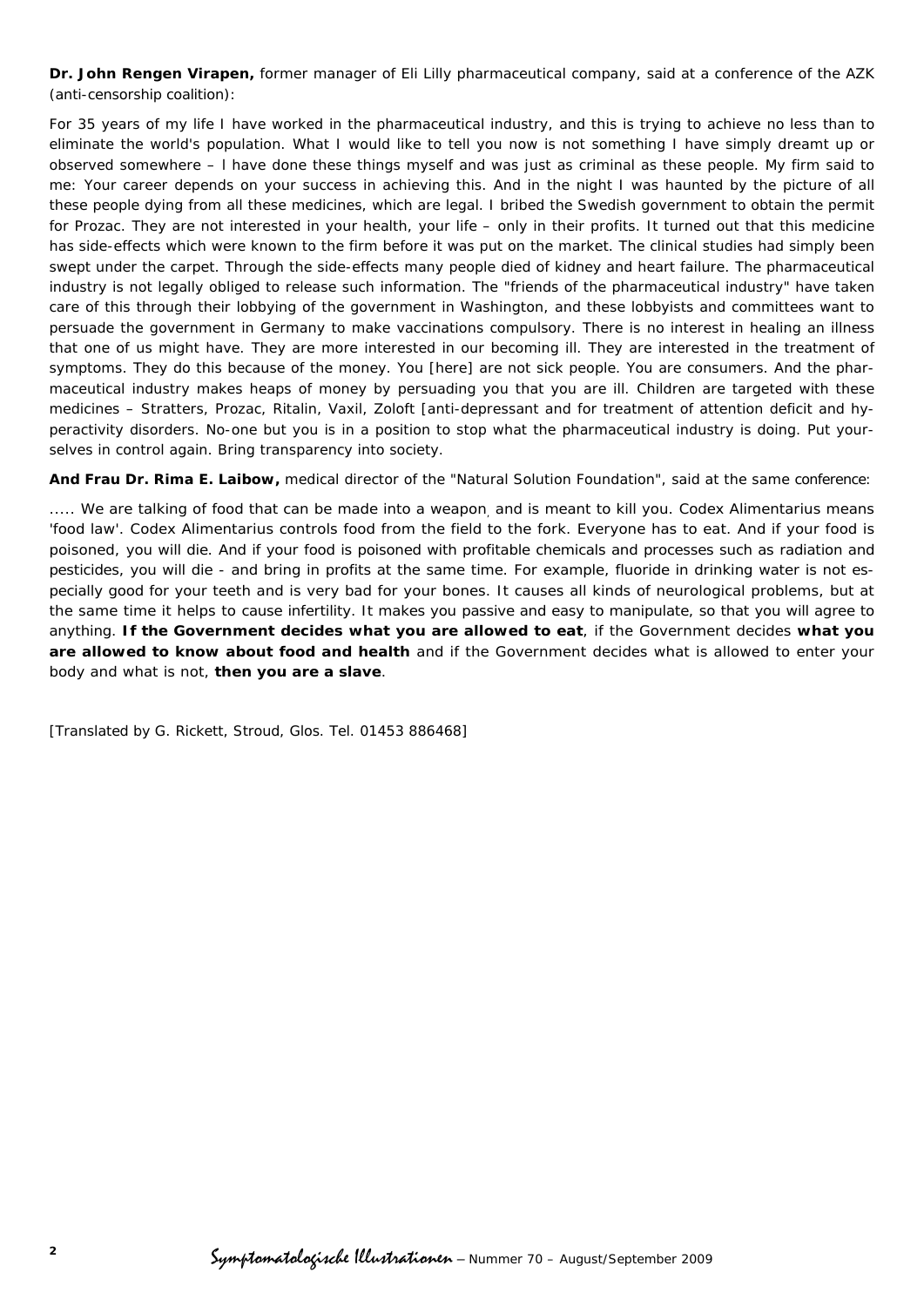**Dr. John Rengen Virapen,** former manager of Eli Lilly pharmaceutical company, said at a conference of the AZK (anti-censorship coalition):

*For 35 years of my life I have worked in the pharmaceutical industry, and this is trying to achieve no less than to eliminate the world's population. What I would like to tell you now is not something I have simply dreamt up or observed somewhere – I have done these things myself and was just as criminal as these people. My firm said to me: Your career depends on your success in achieving this. And in the night I was haunted by the picture of all these people dying from all these medicines, which are legal. I bribed the Swedish government to obtain the permit for Prozac. They are not interested in your health, your life – only in their profits. It turned out that this medicine has side-effects which were known to the firm before it was put on the market. The clinical studies had simply been swept under the carpet. Through the side-effects many people died of kidney and heart failure. The pharmaceutical industry is not legally obliged to release such information. The "friends of the pharmaceutical industry" have taken care of this through their lobbying of the government in Washington, and these lobbyists and committees want to persuade the government in Germany to make vaccinations compulsory. There is no interest in healing an illness that one of us might have. They are more interested in our becoming ill. They are interested in the treatment of symptoms. They do this because of the money. You [here] are not sick people. You are consumers. And the pharmaceutical industry makes heaps of money by persuading you that you are ill. Children are targeted with these medicines – Stratters, Prozac, Ritalin, Vaxil, Zoloft [anti-depressant and for treatment of attention deficit and hyperactivity disorders. No-one but you is in a position to stop what the pharmaceutical industry is doing. Put yourselves in control again. Bring transparency into society.*

**And Frau Dr. Rima E. Laibow,** medical director of the "Natural Solution Foundation", said at the same conference:

*..... We are talking of food that can be made into a weapon, and is meant to kill you. Codex Alimentarius means 'food law'. Codex Alimentarius controls food from the field to the fork. Everyone has to eat. And if your food is poisoned, you will die. And if your food is poisoned with profitable chemicals and processes such as radiation and pesticides, you will die - and bring in profits at the same time. For example, fluoride in drinking water is not especially good for your teeth and is very bad for your bones. It causes all kinds of neurological problems, but at the same time it helps to cause infertility. It makes you passive and easy to manipulate, so that you will agree to anything. **If the Government decides what you are allowed to eat**, if the Government decides **what you are allowed to know about food and health** and if the Government decides what is allowed to enter your body and what is not, **then you are a slave**.*

[Translated by G. Rickett, Stroud, Glos. Tel. 01453 886468]